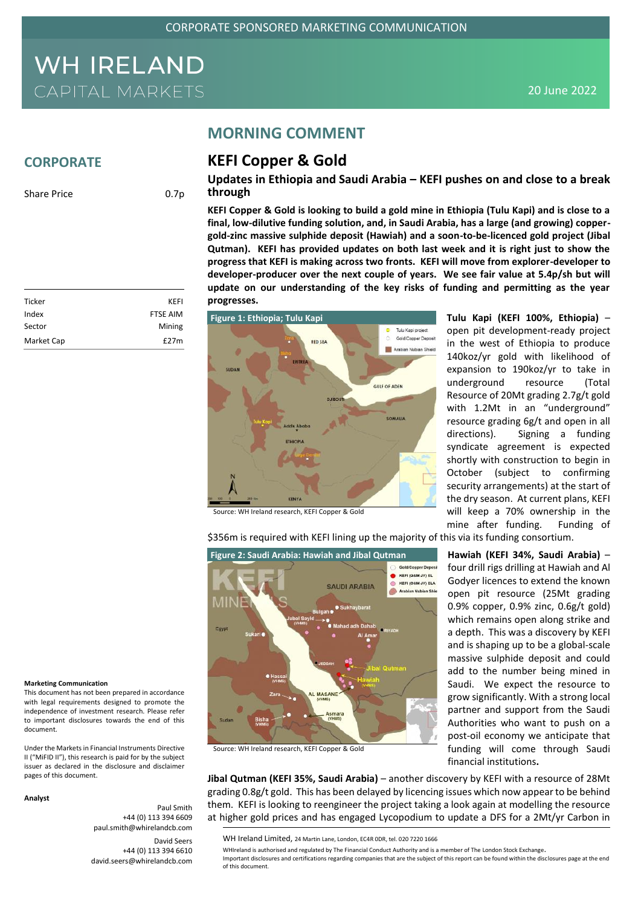CORPORATE SPONSORED MARKETING COMMUNICATION

# WH IRELAND CAPITAL MARKETS

20 June 2022

## CORPORATE

| Share Price | 0.7p |
|---|---|

| Ticker | KEFI |
|---|---|
| Index | FTSE AIM |
| Sector | Mining |
| Market Cap | £27m |

**Marketing Communication**
This document has not been prepared in accordance with legal requirements designed to promote the independence of investment research. Please refer to important disclosures towards the end of this document.

Under the Markets in Financial Instruments Directive II ("MiFID II"), this research is paid for by the subject issuer as declared in the disclosure and disclaimer pages of this document.

**Analyst**

Paul Smith
+44 (0) 113 394 6609
paul.smith@whirelandcb.com

David Seers
+44 (0) 113 394 6610
david.seers@whirelandcb.com

## MORNING COMMENT

# KEFI Copper & Gold

### Updates in Ethiopia and Saudi Arabia – KEFI pushes on and close to a break through

**KEFI Copper & Gold is looking to build a gold mine in Ethiopia (Tulu Kapi) and is close to a final, low-dilutive funding solution, and, in Saudi Arabia, has a large (and growing) copper-gold-zinc massive sulphide deposit (Hawiah) and a soon-to-be-licenced gold project (Jibal Qutman). KEFI has provided updates on both last week and it is right just to show the progress that KEFI is making across two fronts. KEFI will move from explorer-developer to developer-producer over the next couple of years. We see fair value at 5.4p/sh but will update on our understanding of the key risks of funding and permitting as the year progresses.**

**Figure 1: Ethiopia; Tulu Kapi**

Source: WH Ireland research, KEFI Copper & Gold

**Tulu Kapi (KEFI 100%, Ethiopia)** – open pit development-ready project in the west of Ethiopia to produce 140koz/yr gold with likelihood of expansion to 190koz/yr to take in underground resource (Total Resource of 20Mt grading 2.7g/t gold with 1.2Mt in an "underground" resource grading 6g/t and open in all directions). Signing a funding syndicate agreement is expected shortly with construction to begin in October (subject to confirming security arrangements) at the start of the dry season. At current plans, KEFI will keep a 70% ownership in the mine after funding. Funding of $356m is required with KEFI lining up the majority of this via its funding consortium.

**Figure 2: Saudi Arabia: Hawiah and Jibal Qutman**

Source: WH Ireland research, KEFI Copper & Gold

**Hawiah (KEFI 34%, Saudi Arabia)** – four drill rigs drilling at Hawiah and Al Godyer licences to extend the known open pit resource (25Mt grading 0.9% copper, 0.9% zinc, 0.6g/t gold) which remains open along strike and a depth. This was a discovery by KEFI and is shaping up to be a global-scale massive sulphide deposit and could add to the number being mined in Saudi. We expect the resource to grow significantly. With a strong local partner and support from the Saudi Authorities who want to push on a post-oil economy we anticipate that funding will come through Saudi financial institutions**.**

**Jibal Qutman (KEFI 35%, Saudi Arabia)** – another discovery by KEFI with a resource of 28Mt grading 0.8g/t gold. This has been delayed by licencing issues which now appear to be behind them. KEFI is looking to reengineer the project taking a look again at modelling the resource at higher gold prices and has engaged Lycopodium to update a DFS for a 2Mt/yr Carbon in

WH Ireland Limited, 24 Martin Lane, London, EC4R 0DR, tel. 020 7220 1666

WHIreland is authorised and regulated by The Financial Conduct Authority and is a member of The London Stock Exchange.

Important disclosures and certifications regarding companies that are the subject of this report can be found within the disclosures page at the end of this document.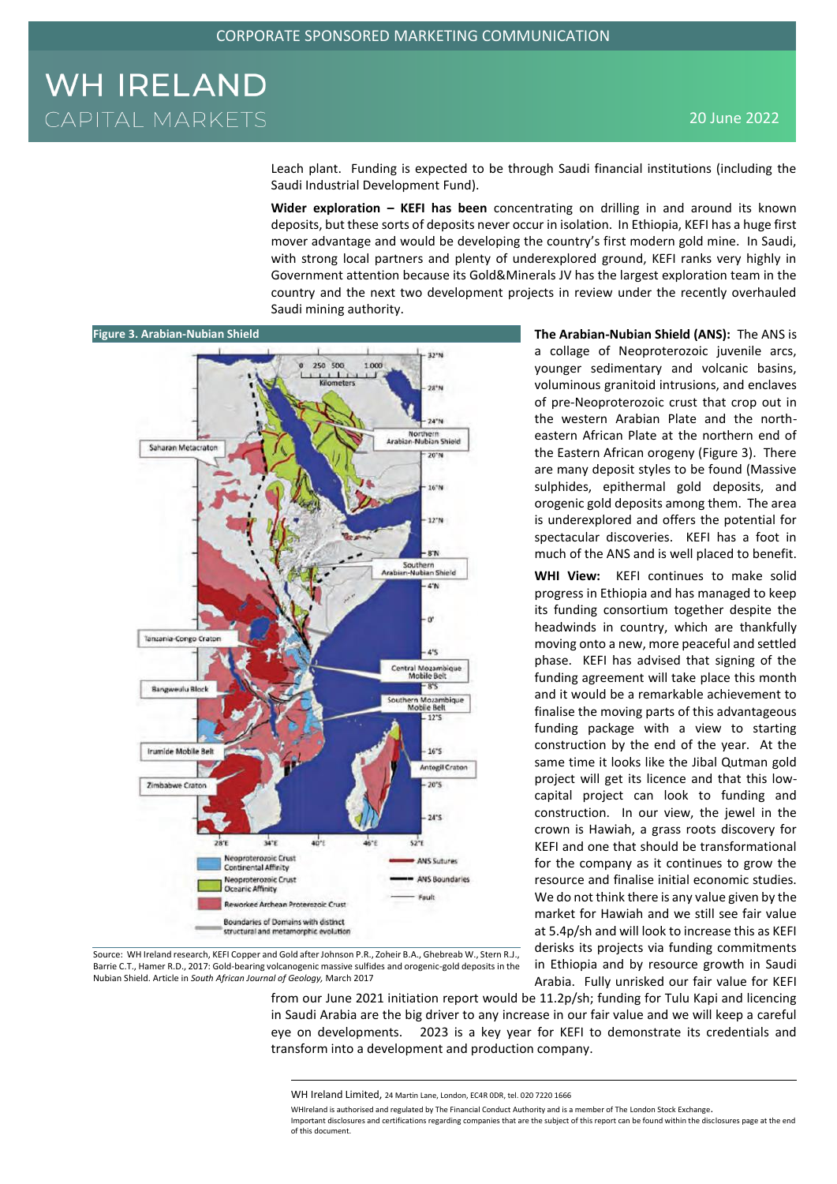Leach plant. Funding is expected to be through Saudi financial institutions (including the Saudi Industrial Development Fund).

**Wider exploration – KEFI has been** concentrating on drilling in and around its known deposits, but these sorts of deposits never occur in isolation. In Ethiopia, KEFI has a huge first mover advantage and would be developing the country's first modern gold mine. In Saudi, with strong local partners and plenty of underexplored ground, KEFI ranks very highly in Government attention because its Gold&Minerals JV has the largest exploration team in the country and the next two development projects in review under the recently overhauled Saudi mining authority.

**Figure 3. Arabian-Nubian Shield**

Source: WH Ireland research, KEFI Copper and Gold after Johnson P.R., Zoheir B.A., Ghebreab W., Stern R.J., Barrie C.T., Hamer R.D., 2017: Gold-bearing volcanogenic massive sulfides and orogenic-gold deposits in the Nubian Shield. Article in *South African Journal of Geology,* March 2017

**The Arabian-Nubian Shield (ANS):** The ANS is a collage of Neoproterozoic juvenile arcs, younger sedimentary and volcanic basins, voluminous granitoid intrusions, and enclaves of pre-Neoproterozoic crust that crop out in the western Arabian Plate and the north-eastern African Plate at the northern end of the Eastern African orogeny (Figure 3). There are many deposit styles to be found (Massive sulphides, epithermal gold deposits, and orogenic gold deposits among them. The area is underexplored and offers the potential for spectacular discoveries. KEFI has a foot in much of the ANS and is well placed to benefit.

**WHI View:** KEFI continues to make solid progress in Ethiopia and has managed to keep its funding consortium together despite the headwinds in country, which are thankfully moving onto a new, more peaceful and settled phase. KEFI has advised that signing of the funding agreement will take place this month and it would be a remarkable achievement to finalise the moving parts of this advantageous funding package with a view to starting construction by the end of the year. At the same time it looks like the Jibal Qutman gold project will get its licence and that this low-capital project can look to funding and construction. In our view, the jewel in the crown is Hawiah, a grass roots discovery for KEFI and one that should be transformational for the company as it continues to grow the resource and finalise initial economic studies. We do not think there is any value given by the market for Hawiah and we still see fair value at 5.4p/sh and will look to increase this as KEFI derisks its projects via funding commitments in Ethiopia and by resource growth in Saudi Arabia. Fully unrisked our fair value for KEFI from our June 2021 initiation report would be 11.2p/sh; funding for Tulu Kapi and licencing in Saudi Arabia are the big driver to any increase in our fair value and we will keep a careful eye on developments. 2023 is a key year for KEFI to demonstrate its credentials and transform into a development and production company.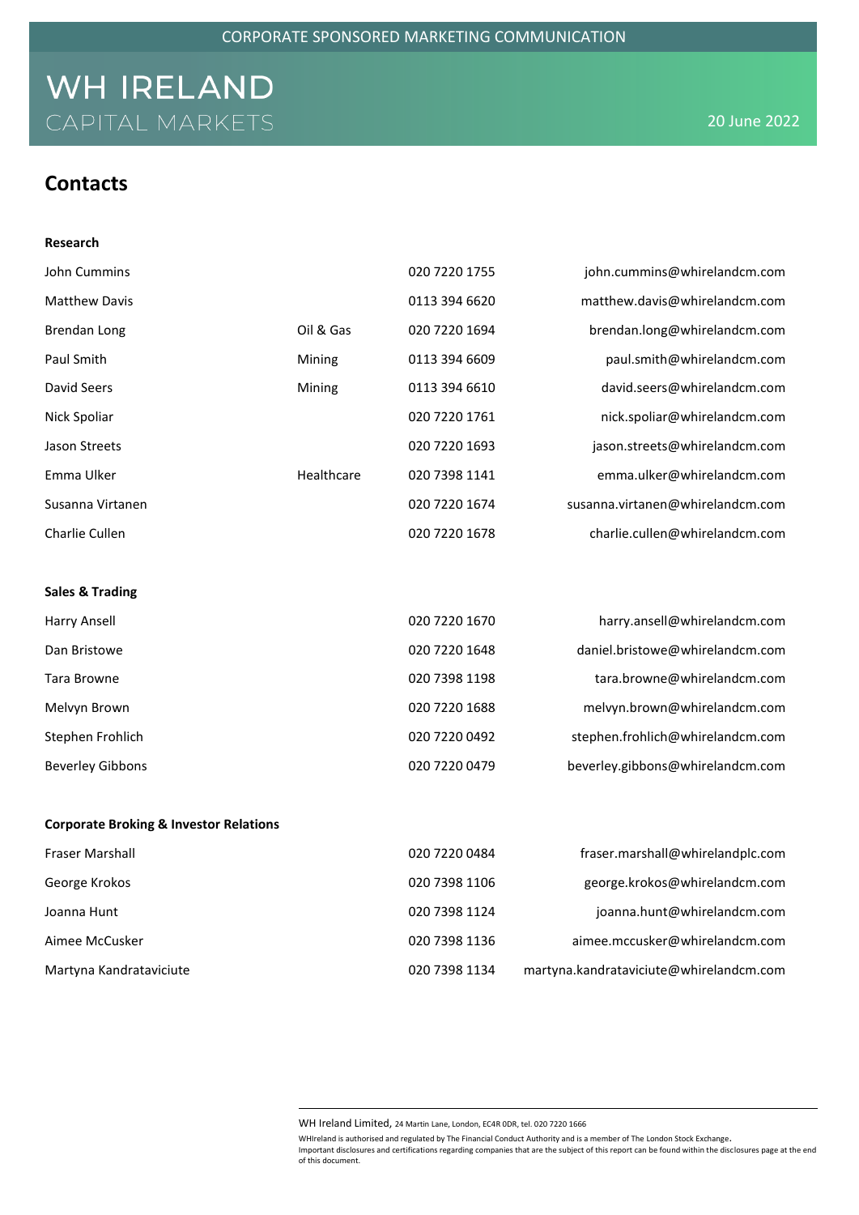# Contacts

**Research**

| | | | |
|---|---|---|---|
| John Cummins | | 020 7220 1755 | john.cummins@whirelandcm.com |
| Matthew Davis | | 0113 394 6620 | matthew.davis@whirelandcm.com |
| Brendan Long | Oil & Gas | 020 7220 1694 | brendan.long@whirelandcm.com |
| Paul Smith | Mining | 0113 394 6609 | paul.smith@whirelandcm.com |
| David Seers | Mining | 0113 394 6610 | david.seers@whirelandcm.com |
| Nick Spoliar | | 020 7220 1761 | nick.spoliar@whirelandcm.com |
| Jason Streets | | 020 7220 1693 | jason.streets@whirelandcm.com |
| Emma Ulker | Healthcare | 020 7398 1141 | emma.ulker@whirelandcm.com |
| Susanna Virtanen | | 020 7220 1674 | susanna.virtanen@whirelandcm.com |
| Charlie Cullen | | 020 7220 1678 | charlie.cullen@whirelandcm.com |

**Sales & Trading**

| | | | |
|---|---|---|---|
| Harry Ansell | | 020 7220 1670 | harry.ansell@whirelandcm.com |
| Dan Bristowe | | 020 7220 1648 | daniel.bristowe@whirelandcm.com |
| Tara Browne | | 020 7398 1198 | tara.browne@whirelandcm.com |
| Melvyn Brown | | 020 7220 1688 | melvyn.brown@whirelandcm.com |
| Stephen Frohlich | | 020 7220 0492 | stephen.frohlich@whirelandcm.com |
| Beverley Gibbons | | 020 7220 0479 | beverley.gibbons@whirelandcm.com |

**Corporate Broking & Investor Relations**

| | | | |
|---|---|---|---|
| Fraser Marshall | | 020 7220 0484 | fraser.marshall@whirelandplc.com |
| George Krokos | | 020 7398 1106 | george.krokos@whirelandcm.com |
| Joanna Hunt | | 020 7398 1124 | joanna.hunt@whirelandcm.com |
| Aimee McCusker | | 020 7398 1136 | aimee.mccusker@whirelandcm.com |
| Martyna Kandrataviciute | | 020 7398 1134 | martyna.kandrataviciute@whirelandcm.com |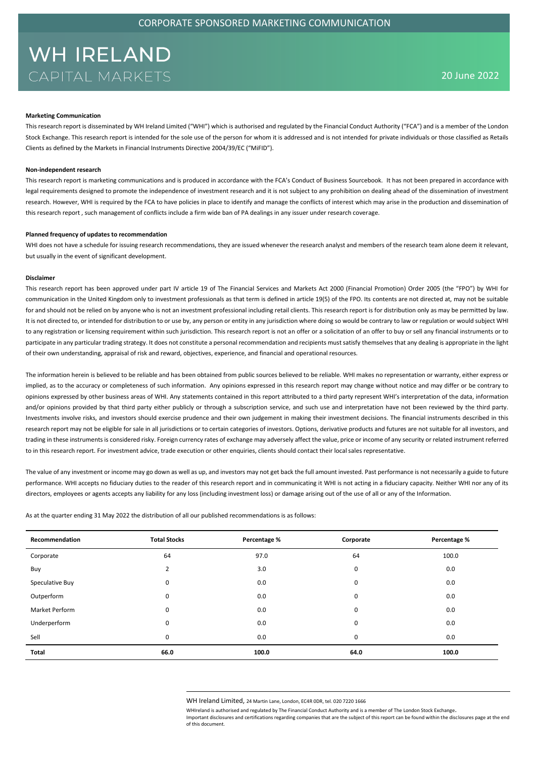CORPORATE SPONSORED MARKETING COMMUNICATION

# WH IRELAND
CAPITAL MARKETS

20 June 2022

**Marketing Communication**

This research report is disseminated by WH Ireland Limited ("WHI") which is authorised and regulated by the Financial Conduct Authority ("FCA") and is a member of the London Stock Exchange. This research report is intended for the sole use of the person for whom it is addressed and is not intended for private individuals or those classified as Retails Clients as defined by the Markets in Financial Instruments Directive 2004/39/EC ("MiFID").

**Non-independent research**

This research report is marketing communications and is produced in accordance with the FCA's Conduct of Business Sourcebook. It has not been prepared in accordance with legal requirements designed to promote the independence of investment research and it is not subject to any prohibition on dealing ahead of the dissemination of investment research. However, WHI is required by the FCA to have policies in place to identify and manage the conflicts of interest which may arise in the production and dissemination of this research report , such management of conflicts include a firm wide ban of PA dealings in any issuer under research coverage.

**Planned frequency of updates to recommendation**

WHI does not have a schedule for issuing research recommendations, they are issued whenever the research analyst and members of the research team alone deem it relevant, but usually in the event of significant development.

**Disclaimer**

This research report has been approved under part IV article 19 of The Financial Services and Markets Act 2000 (Financial Promotion) Order 2005 (the "FPO") by WHI for communication in the United Kingdom only to investment professionals as that term is defined in article 19(5) of the FPO. Its contents are not directed at, may not be suitable for and should not be relied on by anyone who is not an investment professional including retail clients. This research report is for distribution only as may be permitted by law. It is not directed to, or intended for distribution to or use by, any person or entity in any jurisdiction where doing so would be contrary to law or regulation or would subject WHI to any registration or licensing requirement within such jurisdiction. This research report is not an offer or a solicitation of an offer to buy or sell any financial instruments or to participate in any particular trading strategy. It does not constitute a personal recommendation and recipients must satisfy themselves that any dealing is appropriate in the light of their own understanding, appraisal of risk and reward, objectives, experience, and financial and operational resources.

The information herein is believed to be reliable and has been obtained from public sources believed to be reliable. WHI makes no representation or warranty, either express or implied, as to the accuracy or completeness of such information. Any opinions expressed in this research report may change without notice and may differ or be contrary to opinions expressed by other business areas of WHI. Any statements contained in this report attributed to a third party represent WHI's interpretation of the data, information and/or opinions provided by that third party either publicly or through a subscription service, and such use and interpretation have not been reviewed by the third party. Investments involve risks, and investors should exercise prudence and their own judgement in making their investment decisions. The financial instruments described in this research report may not be eligible for sale in all jurisdictions or to certain categories of investors. Options, derivative products and futures are not suitable for all investors, and trading in these instruments is considered risky. Foreign currency rates of exchange may adversely affect the value, price or income of any security or related instrument referred to in this research report. For investment advice, trade execution or other enquiries, clients should contact their local sales representative.

The value of any investment or income may go down as well as up, and investors may not get back the full amount invested. Past performance is not necessarily a guide to future performance. WHI accepts no fiduciary duties to the reader of this research report and in communicating it WHI is not acting in a fiduciary capacity. Neither WHI nor any of its directors, employees or agents accepts any liability for any loss (including investment loss) or damage arising out of the use of all or any of the Information.

As at the quarter ending 31 May 2022 the distribution of all our published recommendations is as follows:

| Recommendation | Total Stocks | Percentage % | Corporate | Percentage % |
|---|---|---|---|---|
| Corporate | 64 | 97.0 | 64 | 100.0 |
| Buy | 2 | 3.0 | 0 | 0.0 |
| Speculative Buy | 0 | 0.0 | 0 | 0.0 |
| Outperform | 0 | 0.0 | 0 | 0.0 |
| Market Perform | 0 | 0.0 | 0 | 0.0 |
| Underperform | 0 | 0.0 | 0 | 0.0 |
| Sell | 0 | 0.0 | 0 | 0.0 |
| **Total** | **66.0** | **100.0** | **64.0** | **100.0** |

WH Ireland Limited, 24 Martin Lane, London, EC4R 0DR, tel. 020 7220 1666

WHIreland is authorised and regulated by The Financial Conduct Authority and is a member of The London Stock Exchange.

Important disclosures and certifications regarding companies that are the subject of this report can be found within the disclosures page at the end of this document.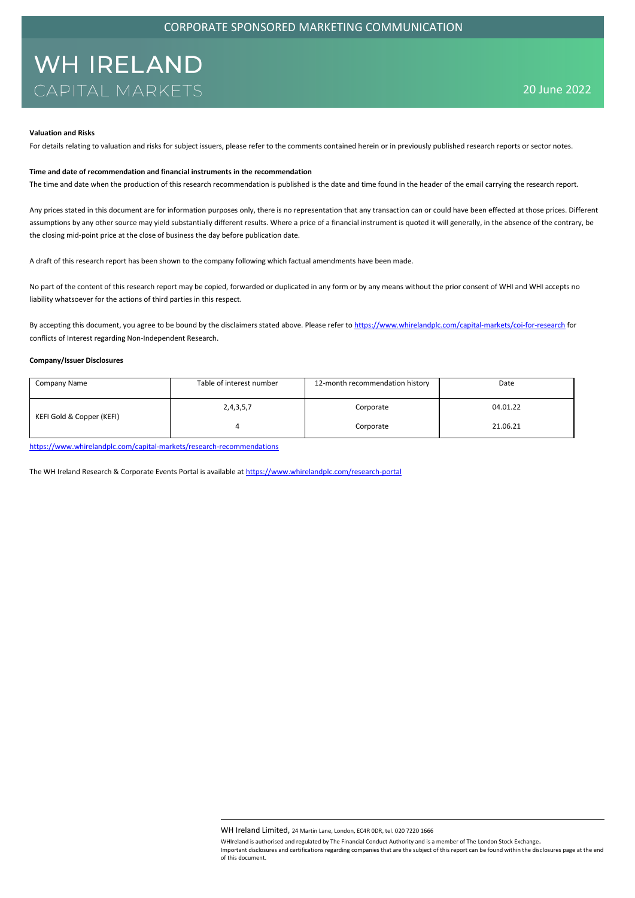**Valuation and Risks**

For details relating to valuation and risks for subject issuers, please refer to the comments contained herein or in previously published research reports or sector notes.

**Time and date of recommendation and financial instruments in the recommendation**

The time and date when the production of this research recommendation is published is the date and time found in the header of the email carrying the research report.

Any prices stated in this document are for information purposes only, there is no representation that any transaction can or could have been effected at those prices. Different assumptions by any other source may yield substantially different results. Where a price of a financial instrument is quoted it will generally, in the absence of the contrary, be the closing mid-point price at the close of business the day before publication date.

A draft of this research report has been shown to the company following which factual amendments have been made.

No part of the content of this research report may be copied, forwarded or duplicated in any form or by any means without the prior consent of WHI and WHI accepts no liability whatsoever for the actions of third parties in this respect.

By accepting this document, you agree to be bound by the disclaimers stated above. Please refer to https://www.whirelandplc.com/capital-markets/coi-for-research for conflicts of Interest regarding Non-Independent Research.

**Company/Issuer Disclosures**

| Company Name | Table of interest number | 12-month recommendation history | Date |
|---|---|---|---|
| KEFI Gold & Copper (KEFI) | 2,4,3,5,7 | Corporate | 04.01.22 |
| | 4 | Corporate | 21.06.21 |

https://www.whirelandplc.com/capital-markets/research-recommendations

The WH Ireland Research & Corporate Events Portal is available at https://www.whirelandplc.com/research-portal